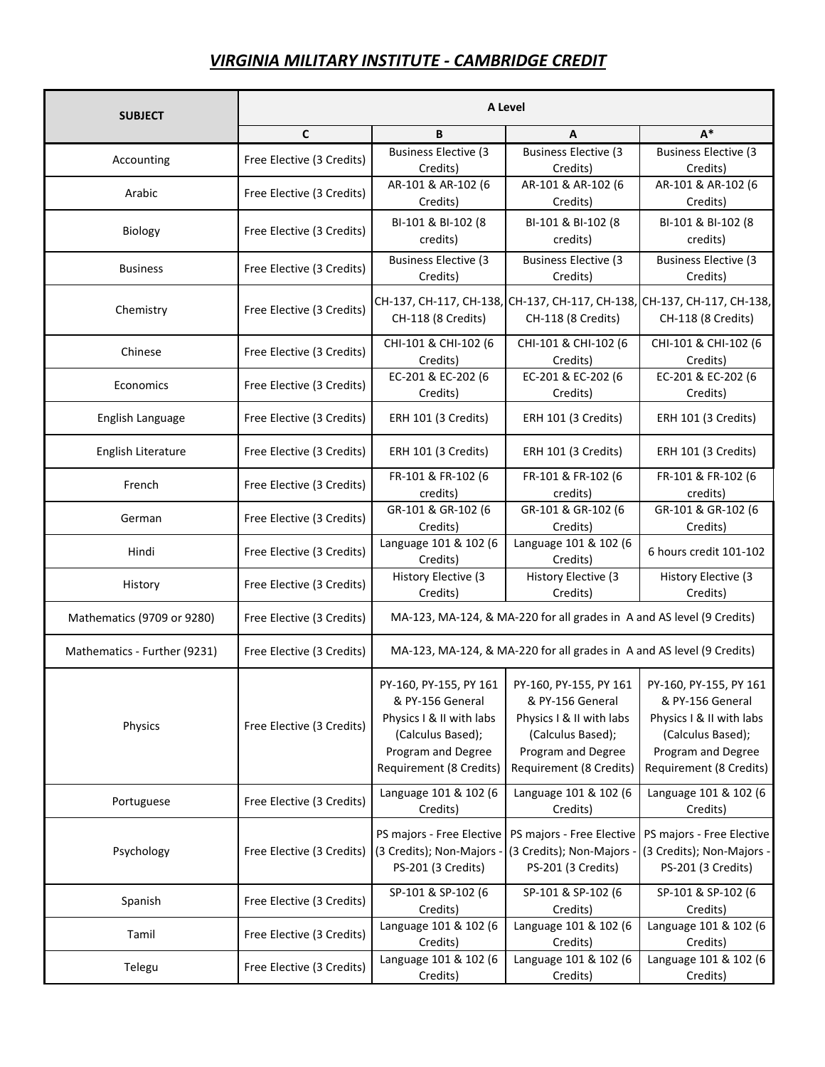## *VIRGINIA MILITARY INSTITUTE - CAMBRIDGE CREDIT*

| SUBJECT | A Level | | | |
|---|---|---|---|---|
| | C | B | A | A* |
| Accounting | Free Elective (3 Credits) | Business Elective (3 Credits) | Business Elective (3 Credits) | Business Elective (3 Credits) |
| Arabic | Free Elective (3 Credits) | AR-101 & AR-102 (6 Credits) | AR-101 & AR-102 (6 Credits) | AR-101 & AR-102 (6 Credits) |
| Biology | Free Elective (3 Credits) | BI-101 & BI-102 (8 credits) | BI-101 & BI-102 (8 credits) | BI-101 & BI-102 (8 credits) |
| Business | Free Elective (3 Credits) | Business Elective (3 Credits) | Business Elective (3 Credits) | Business Elective (3 Credits) |
| Chemistry | Free Elective (3 Credits) | CH-137, CH-117, CH-138, CH-118 (8 Credits) | CH-137, CH-117, CH-138, CH-118 (8 Credits) | CH-137, CH-117, CH-138, CH-118 (8 Credits) |
| Chinese | Free Elective (3 Credits) | CHI-101 & CHI-102 (6 Credits) | CHI-101 & CHI-102 (6 Credits) | CHI-101 & CHI-102 (6 Credits) |
| Economics | Free Elective (3 Credits) | EC-201 & EC-202 (6 Credits) | EC-201 & EC-202 (6 Credits) | EC-201 & EC-202 (6 Credits) |
| English Language | Free Elective (3 Credits) | ERH 101 (3 Credits) | ERH 101 (3 Credits) | ERH 101 (3 Credits) |
| English Literature | Free Elective (3 Credits) | ERH 101 (3 Credits) | ERH 101 (3 Credits) | ERH 101 (3 Credits) |
| French | Free Elective (3 Credits) | FR-101 & FR-102 (6 credits) | FR-101 & FR-102 (6 credits) | FR-101 & FR-102 (6 credits) |
| German | Free Elective (3 Credits) | GR-101 & GR-102 (6 Credits) | GR-101 & GR-102 (6 Credits) | GR-101 & GR-102 (6 Credits) |
| Hindi | Free Elective (3 Credits) | Language 101 & 102 (6 Credits) | Language 101 & 102 (6 Credits) | 6 hours credit 101-102 |
| History | Free Elective (3 Credits) | History Elective (3 Credits) | History Elective (3 Credits) | History Elective (3 Credits) |
| Mathematics (9709 or 9280) | Free Elective (3 Credits) | MA-123, MA-124, & MA-220 for all grades in A and AS level (9 Credits) | | |
| Mathematics - Further (9231) | Free Elective (3 Credits) | MA-123, MA-124, & MA-220 for all grades in A and AS level (9 Credits) | | |
| Physics | Free Elective (3 Credits) | PY-160, PY-155, PY 161 & PY-156 General Physics I & II with labs (Calculus Based); Program and Degree Requirement (8 Credits) | PY-160, PY-155, PY 161 & PY-156 General Physics I & II with labs (Calculus Based); Program and Degree Requirement (8 Credits) | PY-160, PY-155, PY 161 & PY-156 General Physics I & II with labs (Calculus Based); Program and Degree Requirement (8 Credits) |
| Portuguese | Free Elective (3 Credits) | Language 101 & 102 (6 Credits) | Language 101 & 102 (6 Credits) | Language 101 & 102 (6 Credits) |
| Psychology | Free Elective (3 Credits) | PS majors - Free Elective (3 Credits); Non-Majors - PS-201 (3 Credits) | PS majors - Free Elective (3 Credits); Non-Majors - PS-201 (3 Credits) | PS majors - Free Elective (3 Credits); Non-Majors - PS-201 (3 Credits) |
| Spanish | Free Elective (3 Credits) | SP-101 & SP-102 (6 Credits) | SP-101 & SP-102 (6 Credits) | SP-101 & SP-102 (6 Credits) |
| Tamil | Free Elective (3 Credits) | Language 101 & 102 (6 Credits) | Language 101 & 102 (6 Credits) | Language 101 & 102 (6 Credits) |
| Telegu | Free Elective (3 Credits) | Language 101 & 102 (6 Credits) | Language 101 & 102 (6 Credits) | Language 101 & 102 (6 Credits) |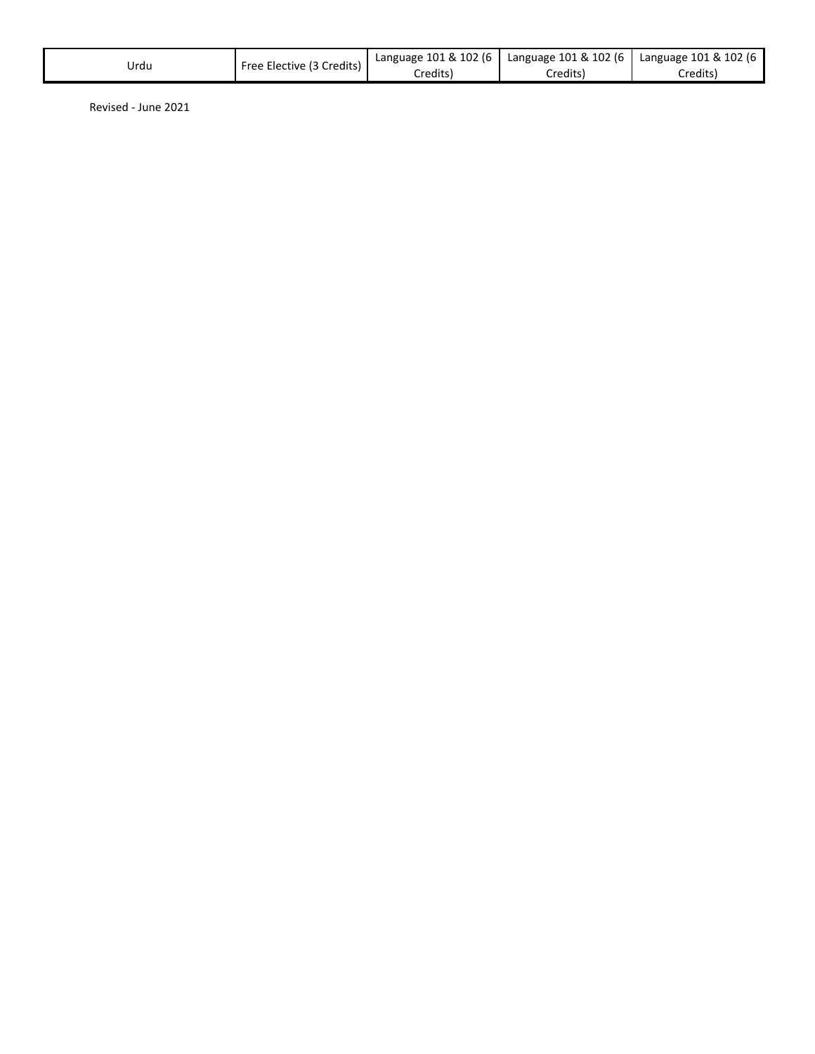| | | | | |
|---|---|---|---|---|
| Urdu | Free Elective (3 Credits) | Language 101 & 102 (6 Credits) | Language 101 & 102 (6 Credits) | Language 101 & 102 (6 Credits) |

Revised - June 2021